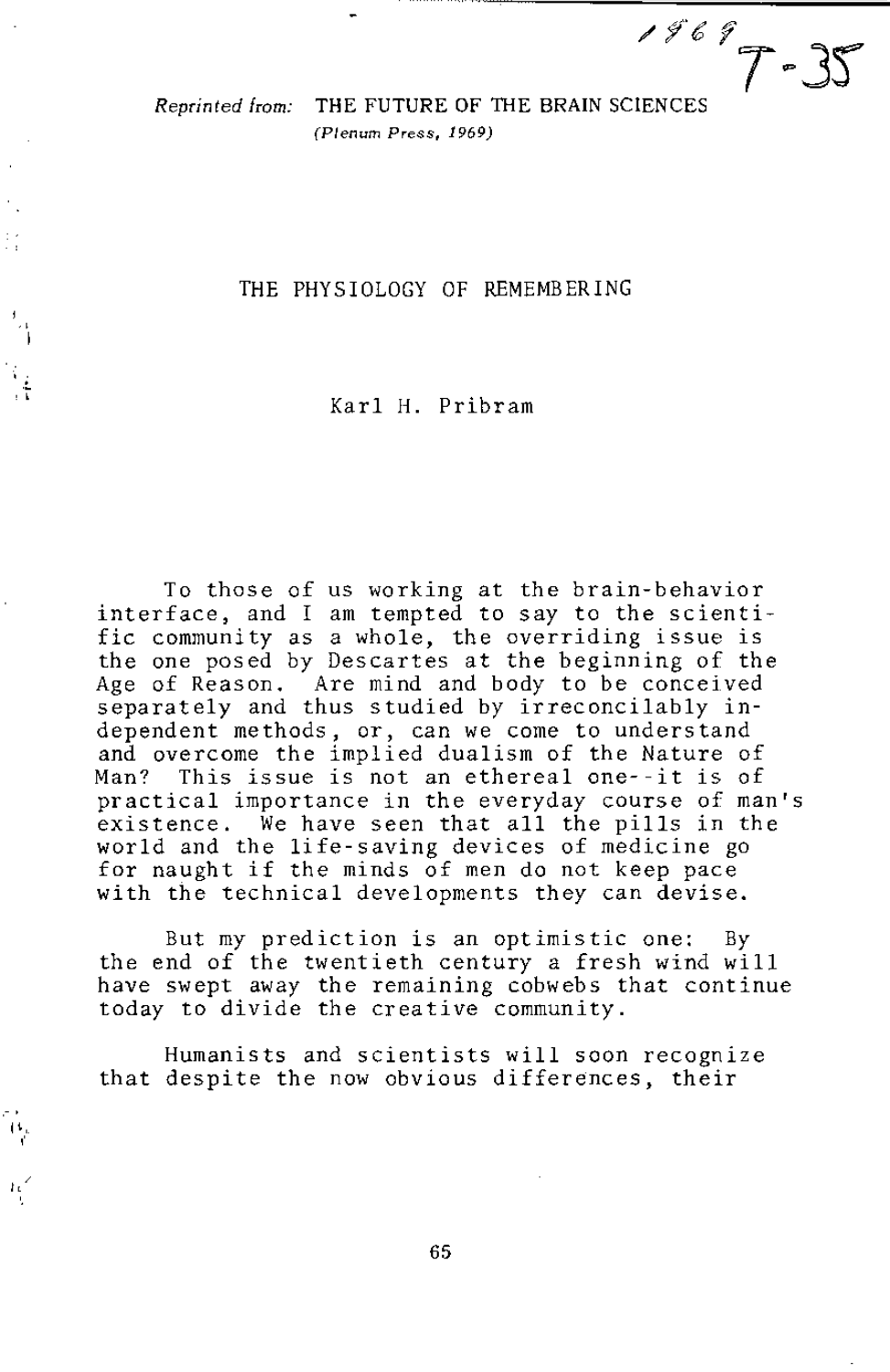*Reprinted from:* THE FUTURE OF THE BRAIN SCIENCES
*(Plenum Press, 1969)*

# THE PHYSIOLOGY OF REMEMBERING

Karl H. Pribram

To those of us working at the brain-behavior interface, and I am tempted to say to the scientific community as a whole, the overriding issue is the one posed by Descartes at the beginning of the Age of Reason. Are mind and body to be conceived separately and thus studied by irreconcilably independent methods, or, can we come to understand and overcome the implied dualism of the Nature of Man? This issue is not an ethereal one--it is of practical importance in the everyday course of man's existence. We have seen that all the pills in the world and the life-saving devices of medicine go for naught if the minds of men do not keep pace with the technical developments they can devise.

But my prediction is an optimistic one: By the end of the twentieth century a fresh wind will have swept away the remaining cobwebs that continue today to divide the creative community.

Humanists and scientists will soon recognize that despite the now obvious differences, their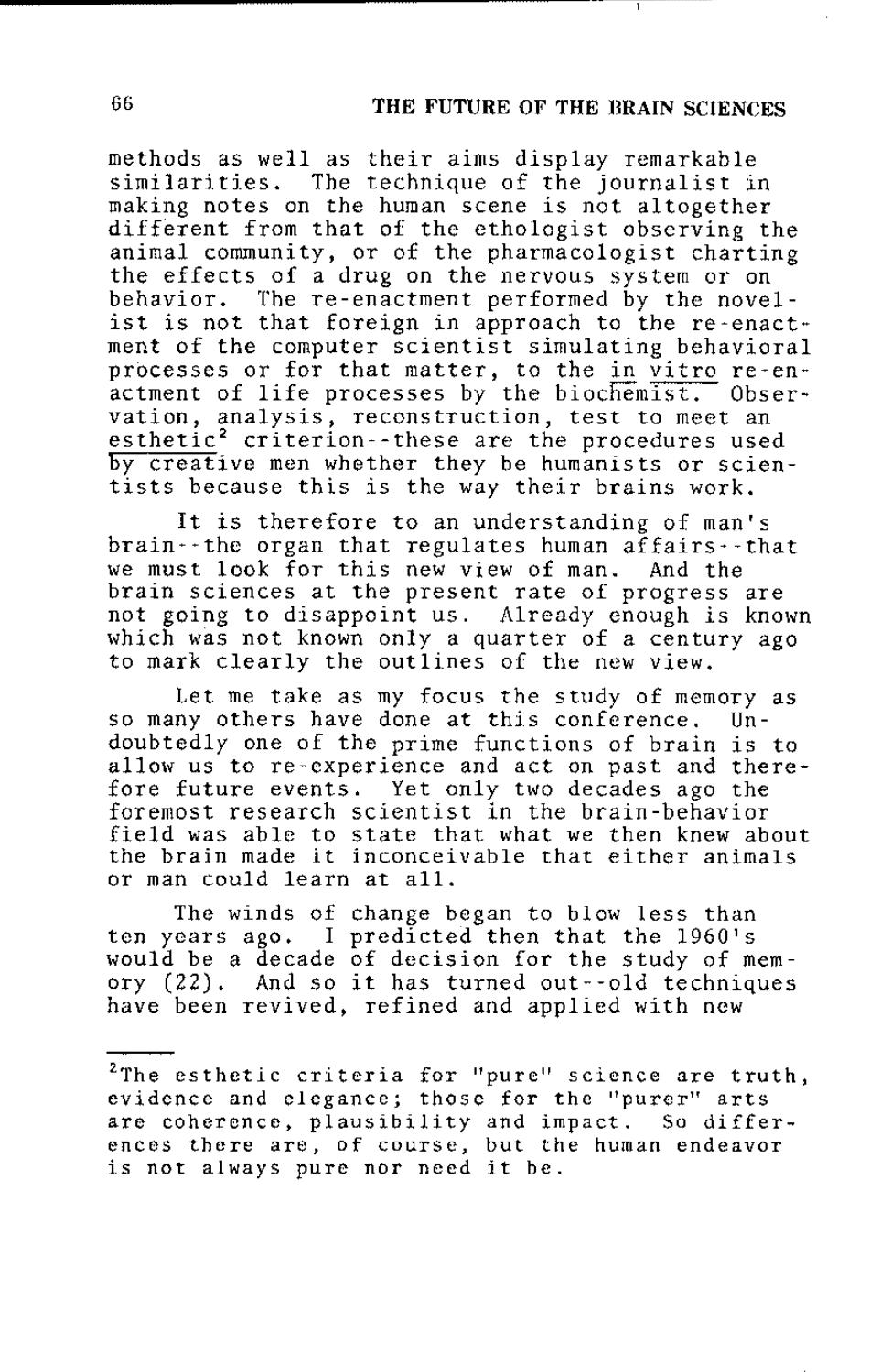methods as well as their aims display remarkable similarities. The technique of the journalist in making notes on the human scene is not altogether different from that of the ethologist observing the animal community, or of the pharmacologist charting the effects of a drug on the nervous system or on behavior. The re-enactment performed by the novelist is not that foreign in approach to the re-enactment of the computer scientist simulating behavioral processes or for that matter, to the *in vitro* re-enactment of life processes by the biochemist. Observation, analysis, reconstruction, test to meet an esthetic[2] criterion--these are the procedures used by creative men whether they be humanists or scientists because this is the way their brains work.

It is therefore to an understanding of man's brain--the organ that regulates human affairs--that we must look for this new view of man. And the brain sciences at the present rate of progress are not going to disappoint us. Already enough is known which was not known only a quarter of a century ago to mark clearly the outlines of the new view.

Let me take as my focus the study of memory as so many others have done at this conference. Undoubtedly one of the prime functions of brain is to allow us to re-experience and act on past and therefore future events. Yet only two decades ago the foremost research scientist in the brain-behavior field was able to state that what we then knew about the brain made it inconceivable that either animals or man could learn at all.

The winds of change began to blow less than ten years ago. I predicted then that the 1960's would be a decade of decision for the study of memory (22). And so it has turned out--old techniques have been revived, refined and applied with new

---

[2]The esthetic criteria for "pure" science are truth, evidence and elegance; those for the "purer" arts are coherence, plausibility and impact. So differences there are, of course, but the human endeavor is not always pure nor need it be.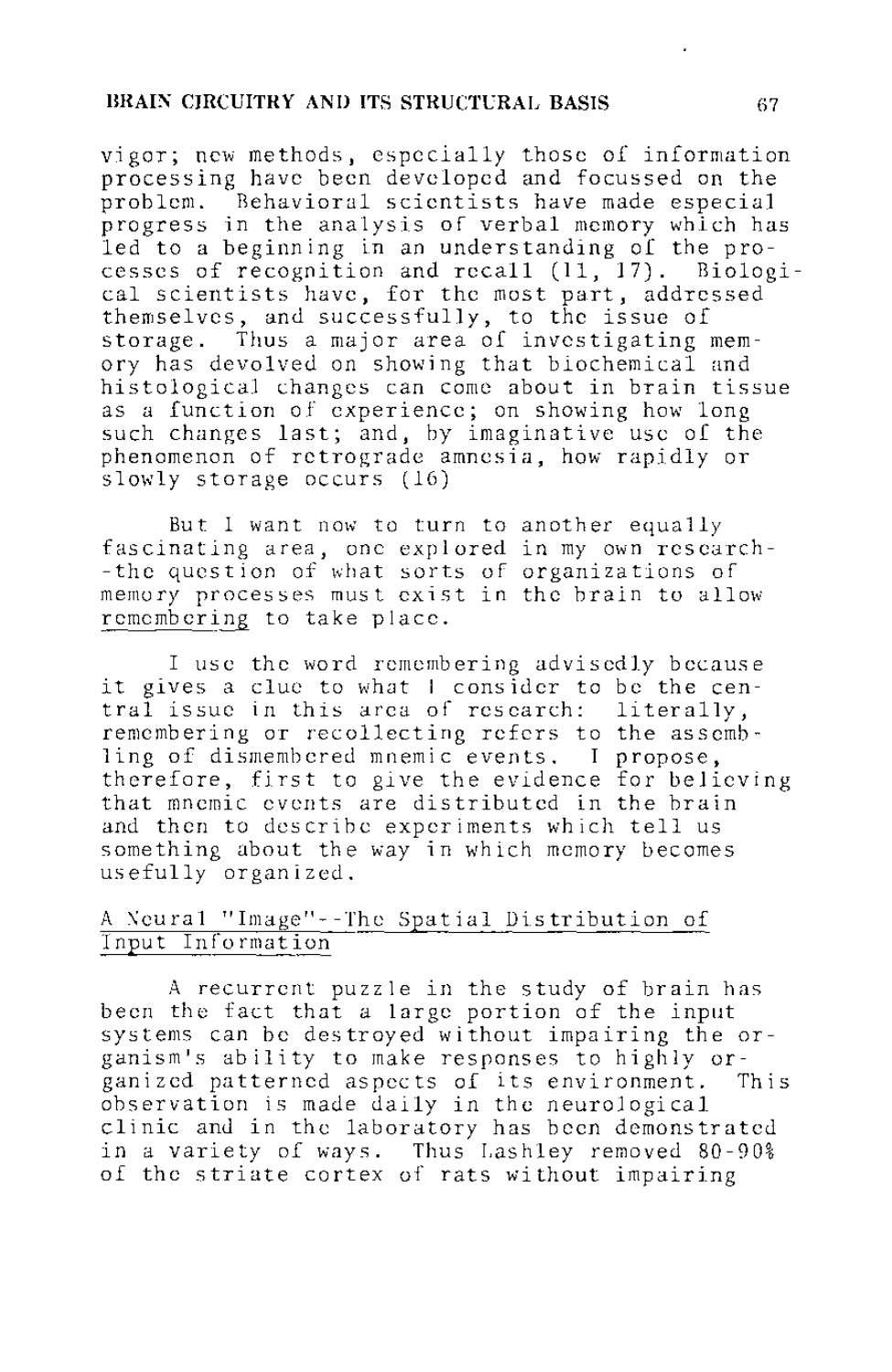vigor; new methods, especially those of information processing have been developed and focussed on the problem. Behavioral scientists have made especial progress in the analysis of verbal memory which has led to a beginning in an understanding of the processes of recognition and recall (11, 17). Biological scientists have, for the most part, addressed themselves, and successfully, to the issue of storage. Thus a major area of investigating memory has devolved on showing that biochemical and histological changes can come about in brain tissue as a function of experience; on showing how long such changes last; and, by imaginative use of the phenomenon of retrograde amnesia, how rapidly or slowly storage occurs (16)

But I want now to turn to another equally fascinating area, one explored in my own research--the question of what sorts of organizations of memory processes must exist in the brain to allow remembering to take place.

I use the word remembering advisedly because it gives a clue to what I consider to be the central issue in this area of research: literally, remembering or recollecting refers to the assembling of dismembered mnemic events. I propose, therefore, first to give the evidence for believing that mnemic events are distributed in the brain and then to describe experiments which tell us something about the way in which memory becomes usefully organized.

## A Neural "Image"--The Spatial Distribution of Input Information

A recurrent puzzle in the study of brain has been the fact that a large portion of the input systems can be destroyed without impairing the organism's ability to make responses to highly organized patterned aspects of its environment. This observation is made daily in the neurological clinic and in the laboratory has been demonstrated in a variety of ways. Thus Lashley removed 80-90% of the striate cortex of rats without impairing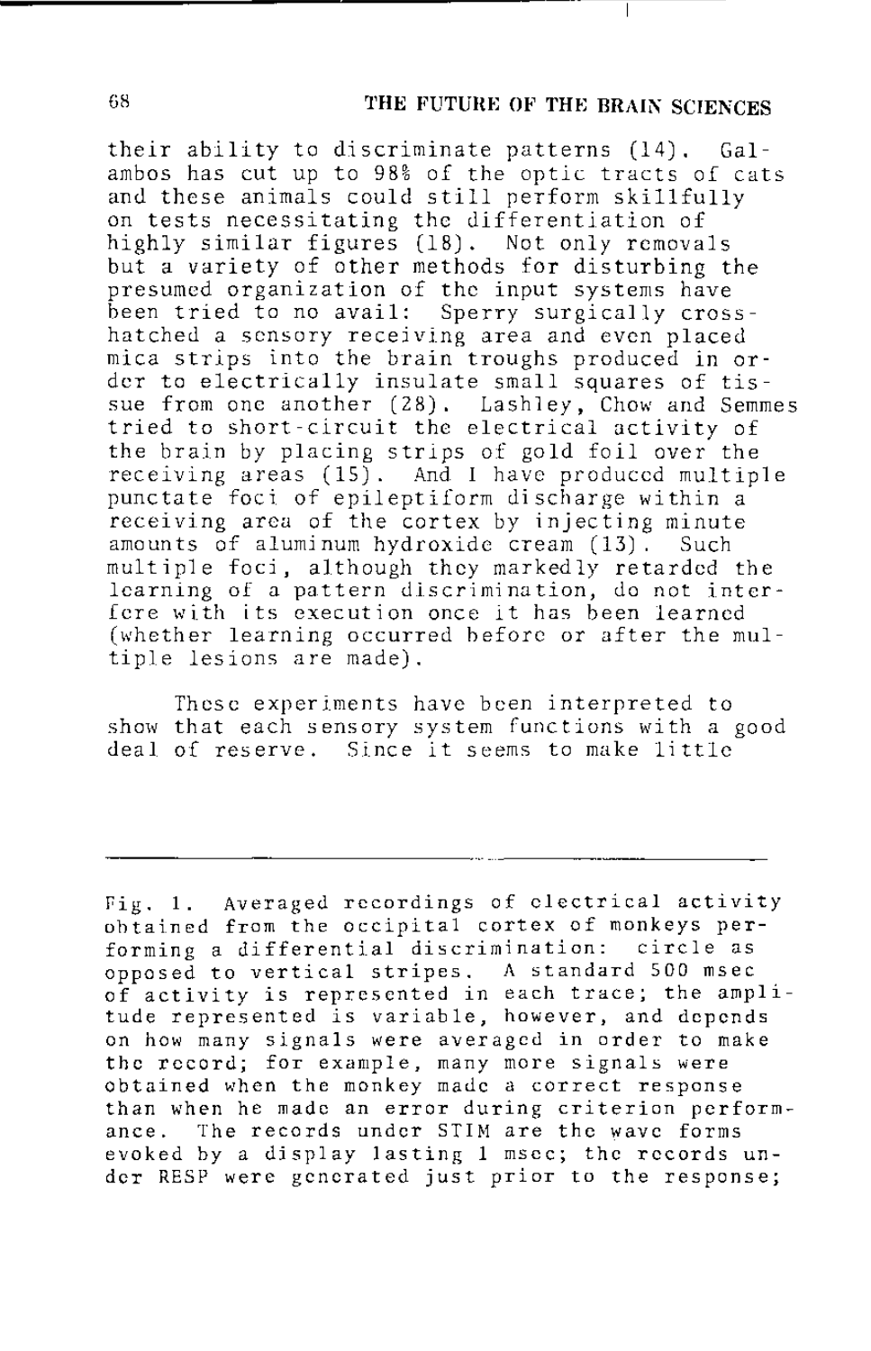their ability to discriminate patterns (14). Galambos has cut up to 98% of the optic tracts of cats and these animals could still perform skillfully on tests necessitating the differentiation of highly similar figures (18). Not only removals but a variety of other methods for disturbing the presumed organization of the input systems have been tried to no avail: Sperry surgically cross-hatched a sensory receiving area and even placed mica strips into the brain troughs produced in order to electrically insulate small squares of tissue from one another (28). Lashley, Chow and Semmes tried to short-circuit the electrical activity of the brain by placing strips of gold foil over the receiving areas (15). And I have produced multiple punctate foci of epileptiform discharge within a receiving area of the cortex by injecting minute amounts of aluminum hydroxide cream (13). Such multiple foci, although they markedly retarded the learning of a pattern discrimination, do not interfere with its execution once it has been learned (whether learning occurred before or after the multiple lesions are made).

These experiments have been interpreted to show that each sensory system functions with a good deal of reserve. Since it seems to make little

---

Fig. 1. Averaged recordings of electrical activity obtained from the occipital cortex of monkeys performing a differential discrimination: circle as opposed to vertical stripes. A standard 500 msec of activity is represented in each trace; the amplitude represented is variable, however, and depends on how many signals were averaged in order to make the record; for example, many more signals were obtained when the monkey made a correct response than when he made an error during criterion performance. The records under STIM are the wave forms evoked by a display lasting 1 msec; the records under RESP were generated just prior to the response;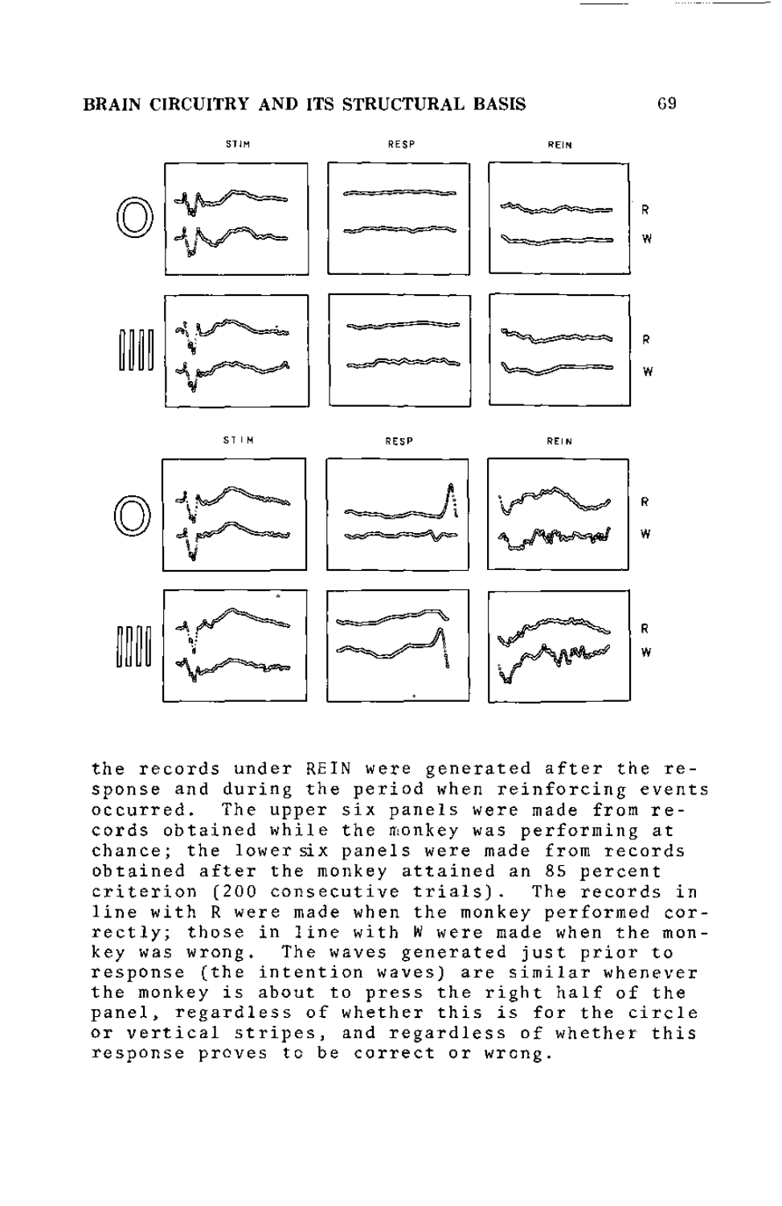the records under REIN were generated after the response and during the period when reinforcing events occurred. The upper six panels were made from records obtained while the monkey was performing at chance; the lower six panels were made from records obtained after the monkey attained an 85 percent criterion (200 consecutive trials). The records in line with R were made when the monkey performed correctly; those in line with W were made when the monkey was wrong. The waves generated just prior to response (the intention waves) are similar whenever the monkey is about to press the right half of the panel, regardless of whether this is for the circle or vertical stripes, and regardless of whether this response proves to be correct or wrong.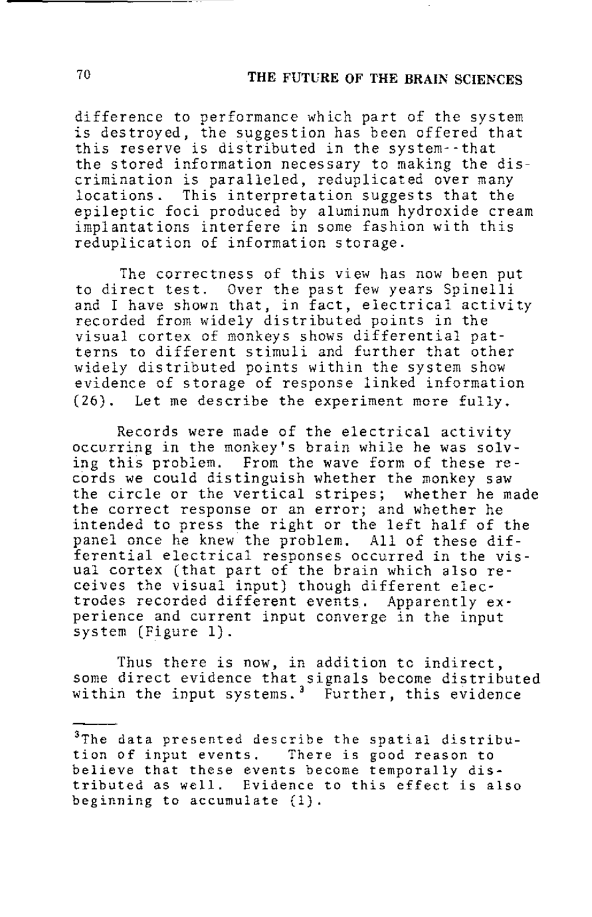difference to performance which part of the system is destroyed, the suggestion has been offered that this reserve is distributed in the system--that the stored information necessary to making the discrimination is paralleled, reduplicated over many locations. This interpretation suggests that the epileptic foci produced by aluminum hydroxide cream implantations interfere in some fashion with this reduplication of information storage.

The correctness of this view has now been put to direct test. Over the past few years Spinelli and I have shown that, in fact, electrical activity recorded from widely distributed points in the visual cortex of monkeys shows differential patterns to different stimuli and further that other widely distributed points within the system show evidence of storage of response linked information (26). Let me describe the experiment more fully.

Records were made of the electrical activity occurring in the monkey's brain while he was solving this problem. From the wave form of these records we could distinguish whether the monkey saw the circle or the vertical stripes; whether he made the correct response or an error; and whether he intended to press the right or the left half of the panel once he knew the problem. All of these differential electrical responses occurred in the visual cortex (that part of the brain which also receives the visual input) though different electrodes recorded different events. Apparently experience and current input converge in the input system (Figure 1).

Thus there is now, in addition to indirect, some direct evidence that signals become distributed within the input systems.[3] Further, this evidence

---

[3]The data presented describe the spatial distribution of input events. There is good reason to believe that these events become temporally distributed as well. Evidence to this effect is also beginning to accumulate (1).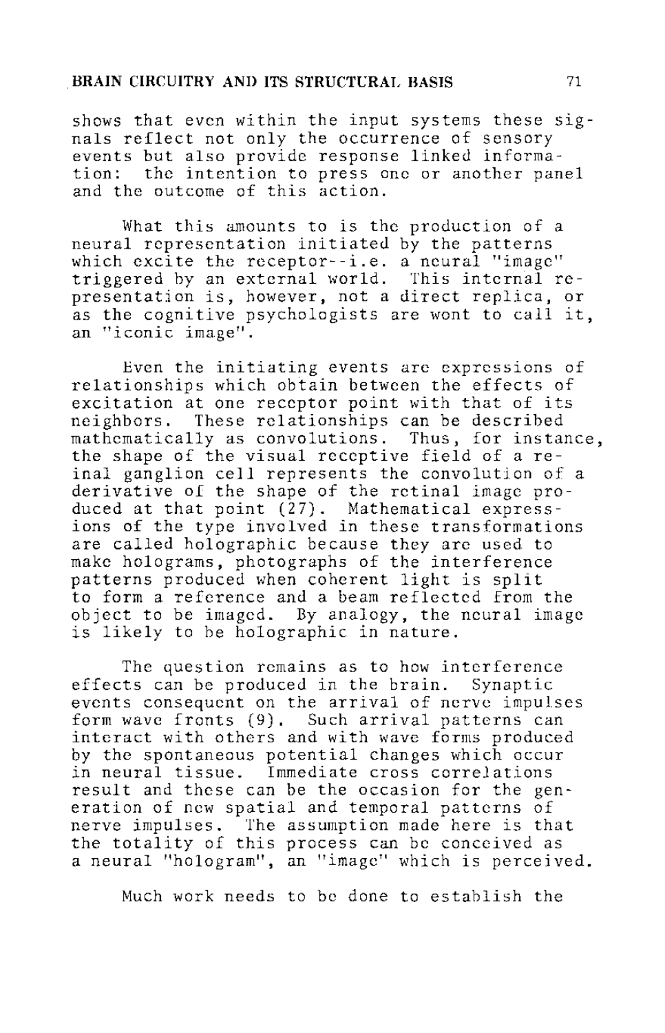shows that even within the input systems these signals reflect not only the occurrence of sensory events but also provide response linked information: the intention to press one or another panel and the outcome of this action.

What this amounts to is the production of a neural representation initiated by the patterns which excite the receptor--i.e. a neural "image" triggered by an external world. This internal representation is, however, not a direct replica, or as the cognitive psychologists are wont to call it, an "iconic image".

Even the initiating events are expressions of relationships which obtain between the effects of excitation at one receptor point with that of its neighbors. These relationships can be described mathematically as convolutions. Thus, for instance, the shape of the visual receptive field of a reinal ganglion cell represents the convolution of a derivative of the shape of the retinal image produced at that point (27). Mathematical expressions of the type involved in these transformations are called holographic because they are used to make holograms, photographs of the interference patterns produced when coherent light is split to form a reference and a beam reflected from the object to be imaged. By analogy, the neural image is likely to be holographic in nature.

The question remains as to how interference effects can be produced in the brain. Synaptic events consequent on the arrival of nerve impulses form wave fronts (9). Such arrival patterns can interact with others and with wave forms produced by the spontaneous potential changes which occur in neural tissue. Immediate cross correlations result and these can be the occasion for the generation of new spatial and temporal patterns of nerve impulses. The assumption made here is that the totality of this process can be conceived as a neural "hologram", an "image" which is perceived.

Much work needs to be done to establish the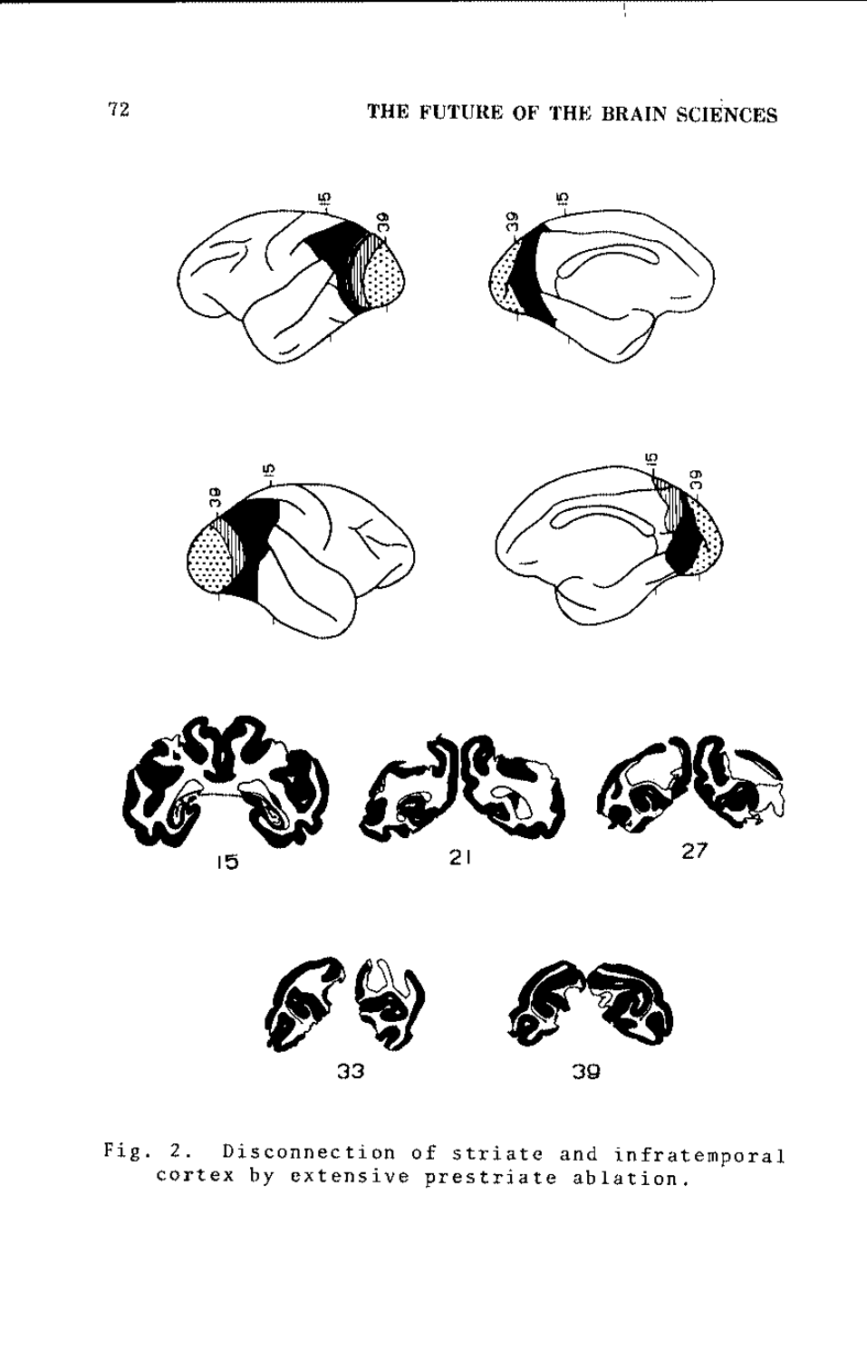Fig. 2. Disconnection of striate and infratemporal cortex by extensive prestriate ablation.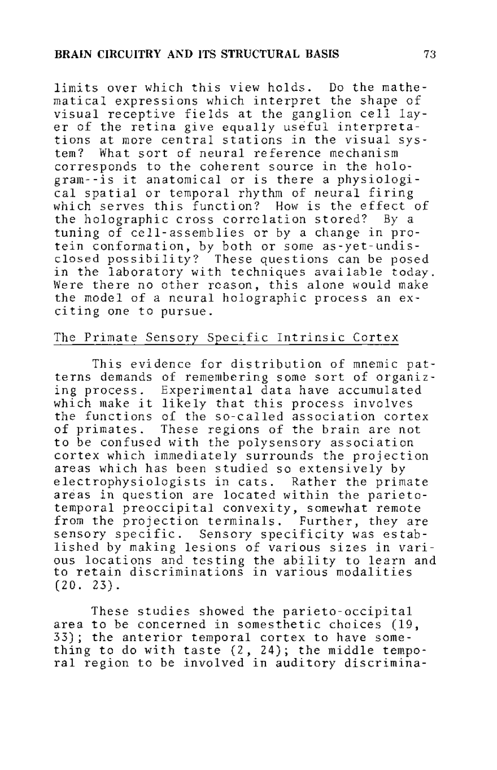limits over which this view holds. Do the mathematical expressions which interpret the shape of visual receptive fields at the ganglion cell layer of the retina give equally useful interpretations at more central stations in the visual system? What sort of neural reference mechanism corresponds to the coherent source in the hologram--is it anatomical or is there a physiological spatial or temporal rhythm of neural firing which serves this function? How is the effect of the holographic cross correlation stored? By a tuning of cell-assemblies or by a change in protein conformation, by both or some as-yet-undisclosed possibility? These questions can be posed in the laboratory with techniques available today. Were there no other reason, this alone would make the model of a neural holographic process an exciting one to pursue.

## The Primate Sensory Specific Intrinsic Cortex

This evidence for distribution of mnemic patterns demands of remembering some sort of organizing process. Experimental data have accumulated which make it likely that this process involves the functions of the so-called association cortex of primates. These regions of the brain are not to be confused with the polysensory association cortex which immediately surrounds the projection areas which has been studied so extensively by electrophysiologists in cats. Rather the primate areas in question are located within the parieto-temporal preoccipital convexity, somewhat remote from the projection terminals. Further, they are sensory specific. Sensory specificity was established by making lesions of various sizes in various locations and testing the ability to learn and to retain discriminations in various modalities (20. 23).

These studies showed the parieto-occipital area to be concerned in somesthetic choices (19, 33); the anterior temporal cortex to have something to do with taste (2, 24); the middle temporal region to be involved in auditory discrimina-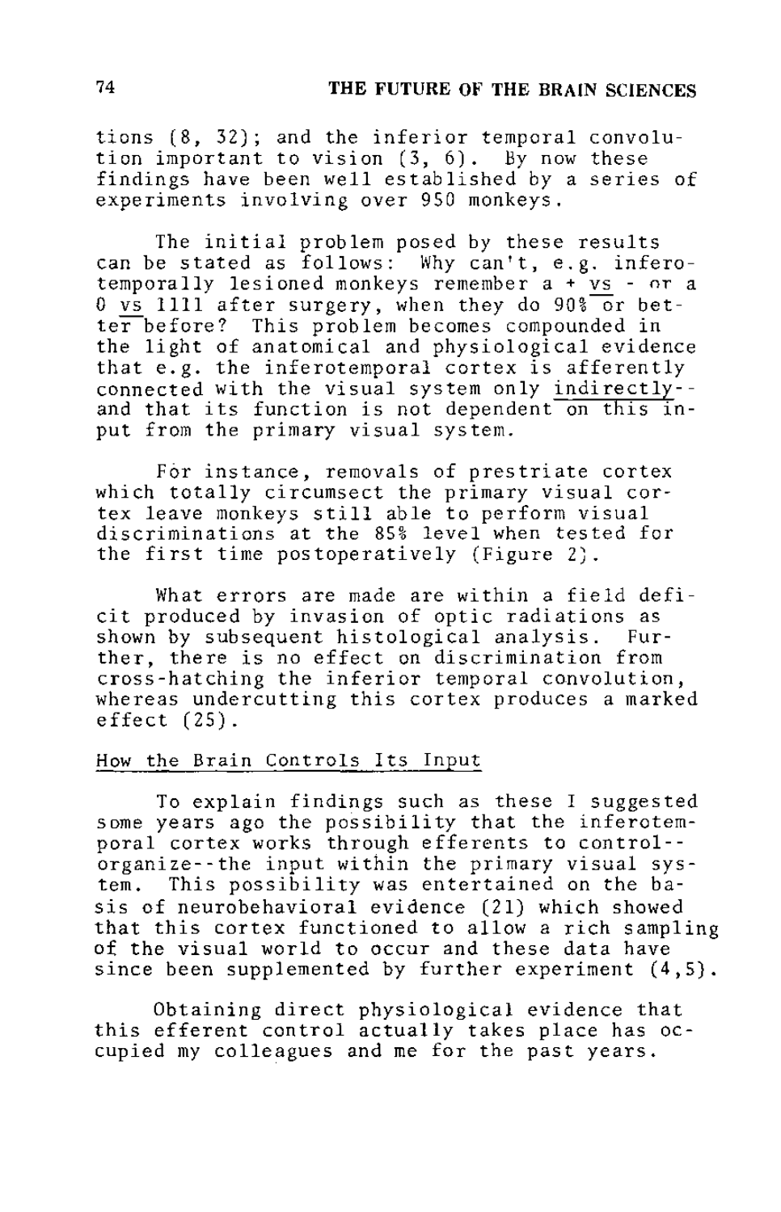tions (8, 32); and the inferior temporal convolution important to vision (3, 6). By now these findings have been well established by a series of experiments involving over 950 monkeys.

The initial problem posed by these results can be stated as follows: Why can't, e.g. inferotemporally lesioned monkeys remember a + vs - or a 0 vs 1111 after surgery, when they do 90% or better before? This problem becomes compounded in the light of anatomical and physiological evidence that e.g. the inferotemporal cortex is afferently connected with the visual system only indirectly--and that its function is not dependent on this input from the primary visual system.

For instance, removals of prestriate cortex which totally circumsect the primary visual cortex leave monkeys still able to perform visual discriminations at the 85% level when tested for the first time postoperatively (Figure 2).

What errors are made are within a field deficit produced by invasion of optic radiations as shown by subsequent histological analysis. Further, there is no effect on discrimination from cross-hatching the inferior temporal convolution, whereas undercutting this cortex produces a marked effect (25).

## How the Brain Controls Its Input

To explain findings such as these I suggested some years ago the possibility that the inferotemporal cortex works through efferents to control--organize--the input within the primary visual system. This possibility was entertained on the basis of neurobehavioral evidence (21) which showed that this cortex functioned to allow a rich sampling of the visual world to occur and these data have since been supplemented by further experiment (4,5).

Obtaining direct physiological evidence that this efferent control actually takes place has occupied my colleagues and me for the past years.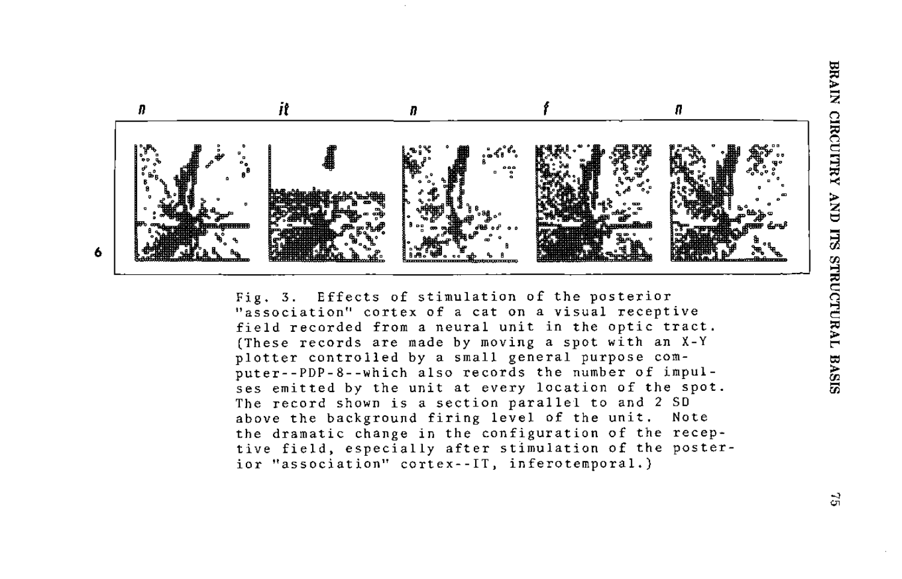Fig. 3. Effects of stimulation of the posterior "association" cortex of a cat on a visual receptive field recorded from a neural unit in the optic tract. (These records are made by moving a spot with an X-Y plotter controlled by a small general purpose computer--PDP-8--which also records the number of impulses emitted by the unit at every location of the spot. The record shown is a section parallel to and 2 SD above the background firing level of the unit. Note the dramatic change in the configuration of the receptive field, especially after stimulation of the posterior "association" cortex--IT, inferotemporal.)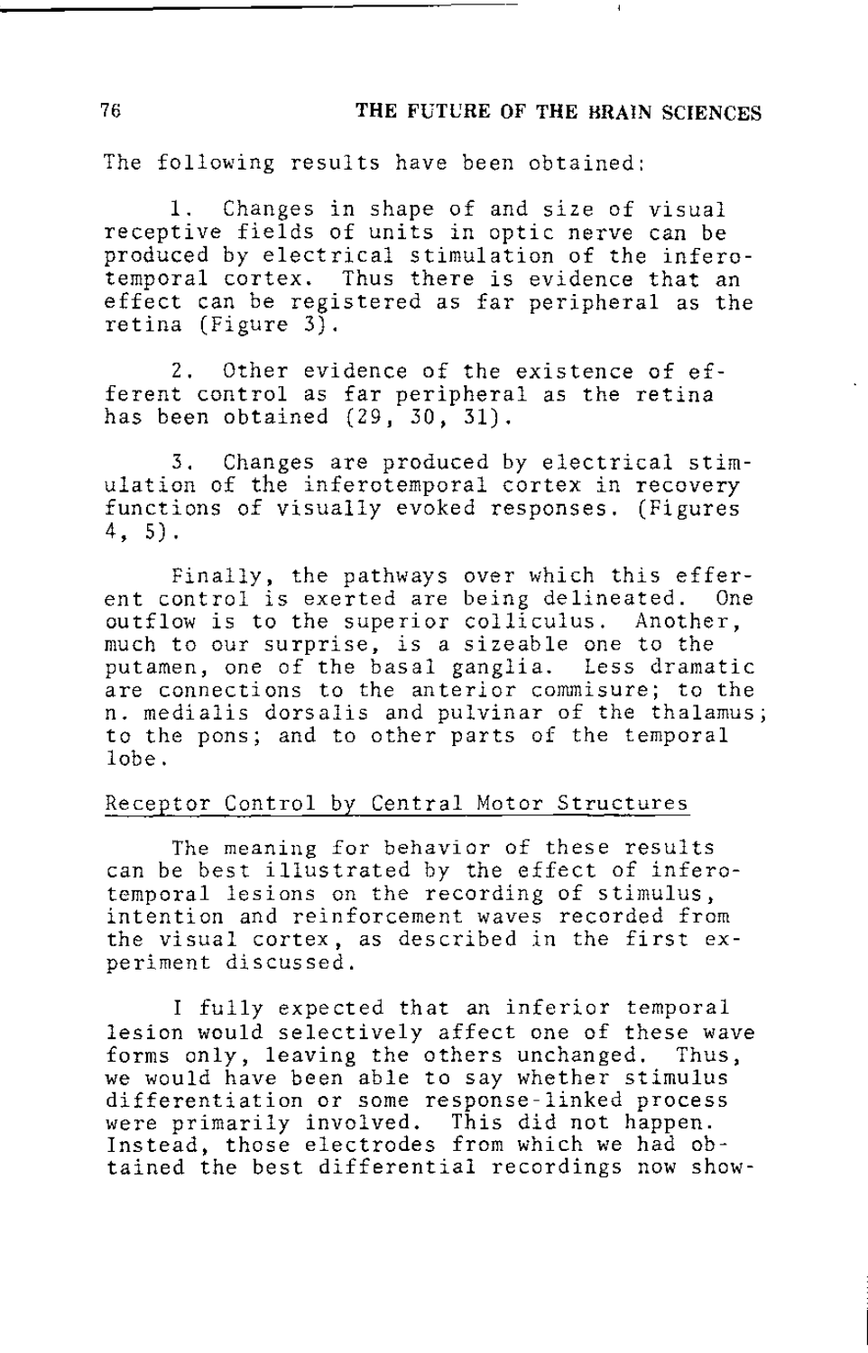The following results have been obtained:

1. Changes in shape of and size of visual receptive fields of units in optic nerve can be produced by electrical stimulation of the inferotemporal cortex. Thus there is evidence that an effect can be registered as far peripheral as the retina (Figure 3).

2. Other evidence of the existence of efferent control as far peripheral as the retina has been obtained (29, 30, 31).

3. Changes are produced by electrical stimulation of the inferotemporal cortex in recovery functions of visually evoked responses. (Figures 4, 5).

Finally, the pathways over which this efferent control is exerted are being delineated. One outflow is to the superior colliculus. Another, much to our surprise, is a sizeable one to the putamen, one of the basal ganglia. Less dramatic are connections to the anterior commisure; to the n. medialis dorsalis and pulvinar of the thalamus; to the pons; and to other parts of the temporal lobe.

## Receptor Control by Central Motor Structures

The meaning for behavior of these results can be best illustrated by the effect of inferotemporal lesions on the recording of stimulus, intention and reinforcement waves recorded from the visual cortex, as described in the first experiment discussed.

I fully expected that an inferior temporal lesion would selectively affect one of these wave forms only, leaving the others unchanged. Thus, we would have been able to say whether stimulus differentiation or some response-linked process were primarily involved. This did not happen. Instead, those electrodes from which we had obtained the best differential recordings now show-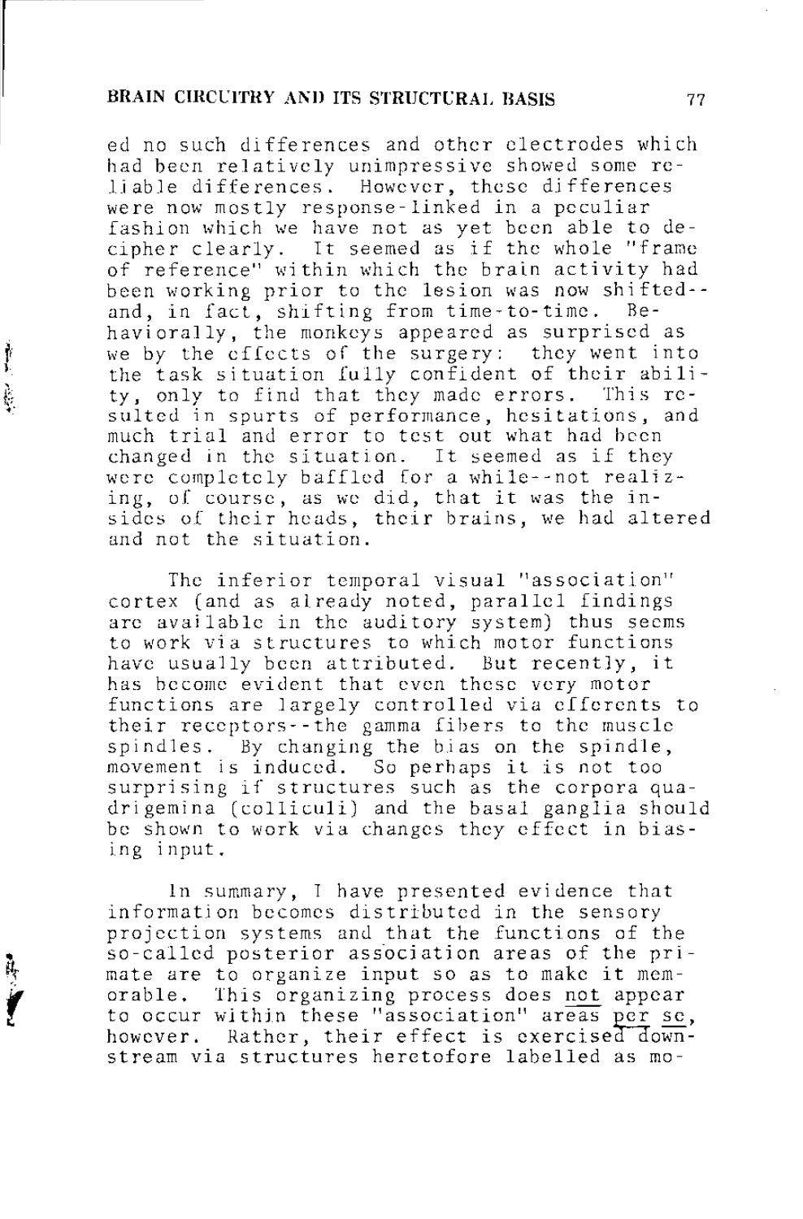ed no such differences and other electrodes which had been relatively unimpressive showed some reliable differences. However, these differences were now mostly response-linked in a peculiar fashion which we have not as yet been able to decipher clearly. It seemed as if the whole "frame of reference" within which the brain activity had been working prior to the lesion was now shifted--and, in fact, shifting from time-to-time. Behaviorally, the monkeys appeared as surprised as we by the effects of the surgery: they went into the task situation fully confident of their ability, only to find that they made errors. This resulted in spurts of performance, hesitations, and much trial and error to test out what had been changed in the situation. It seemed as if they were completely baffled for a while--not realizing, of course, as we did, that it was the insides of their heads, their brains, we had altered and not the situation.

The inferior temporal visual "association" cortex (and as already noted, parallel findings are available in the auditory system) thus seems to work via structures to which motor functions have usually been attributed. But recently, it has become evident that even these very motor functions are largely controlled via efferents to their receptors--the gamma fibers to the muscle spindles. By changing the bias on the spindle, movement is induced. So perhaps it is not too surprising if structures such as the corpora quadrigemina (colliculi) and the basal ganglia should be shown to work via changes they effect in biasing input.

In summary, I have presented evidence that information becomes distributed in the sensory projection systems and that the functions of the so-called posterior association areas of the primate are to organize input so as to make it memorable. This organizing process does not appear to occur within these "association" areas *per se*, however. Rather, their effect is exercised downstream via structures heretofore labelled as mo-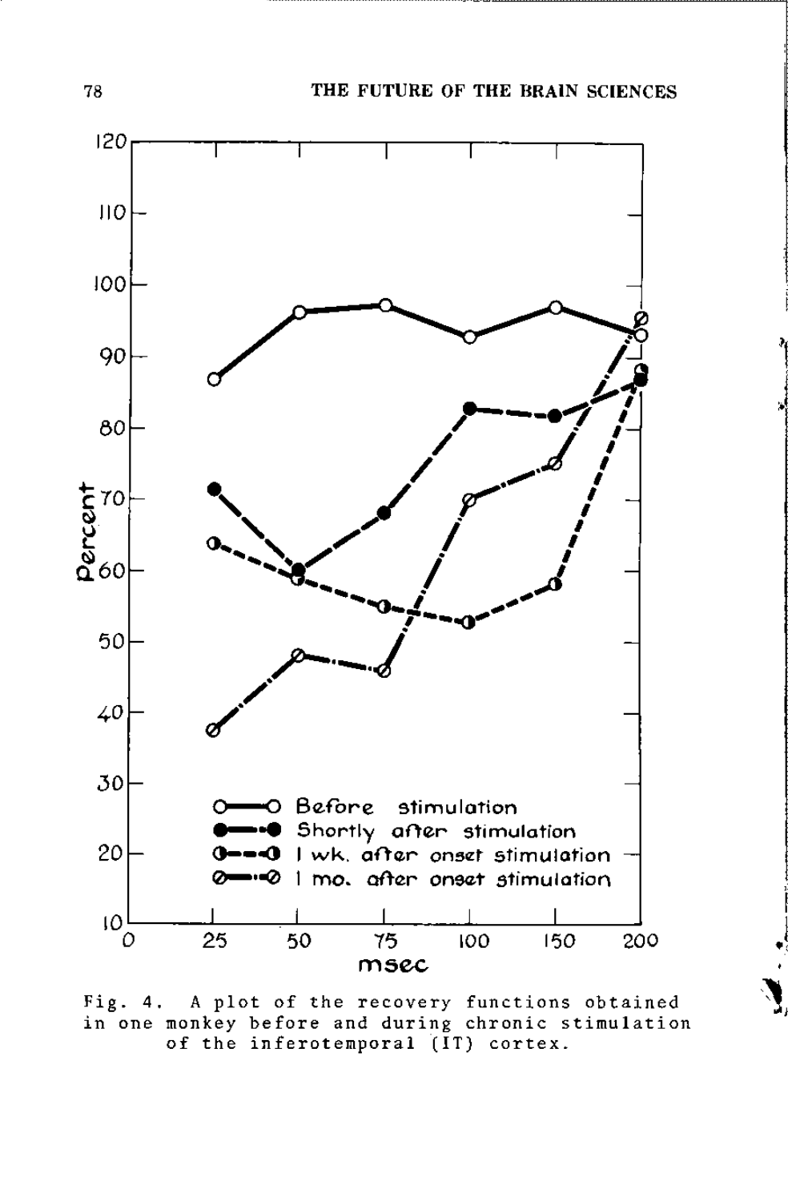Fig. 4. A plot of the recovery functions obtained in one monkey before and during chronic stimulation of the inferotemporal (IT) cortex.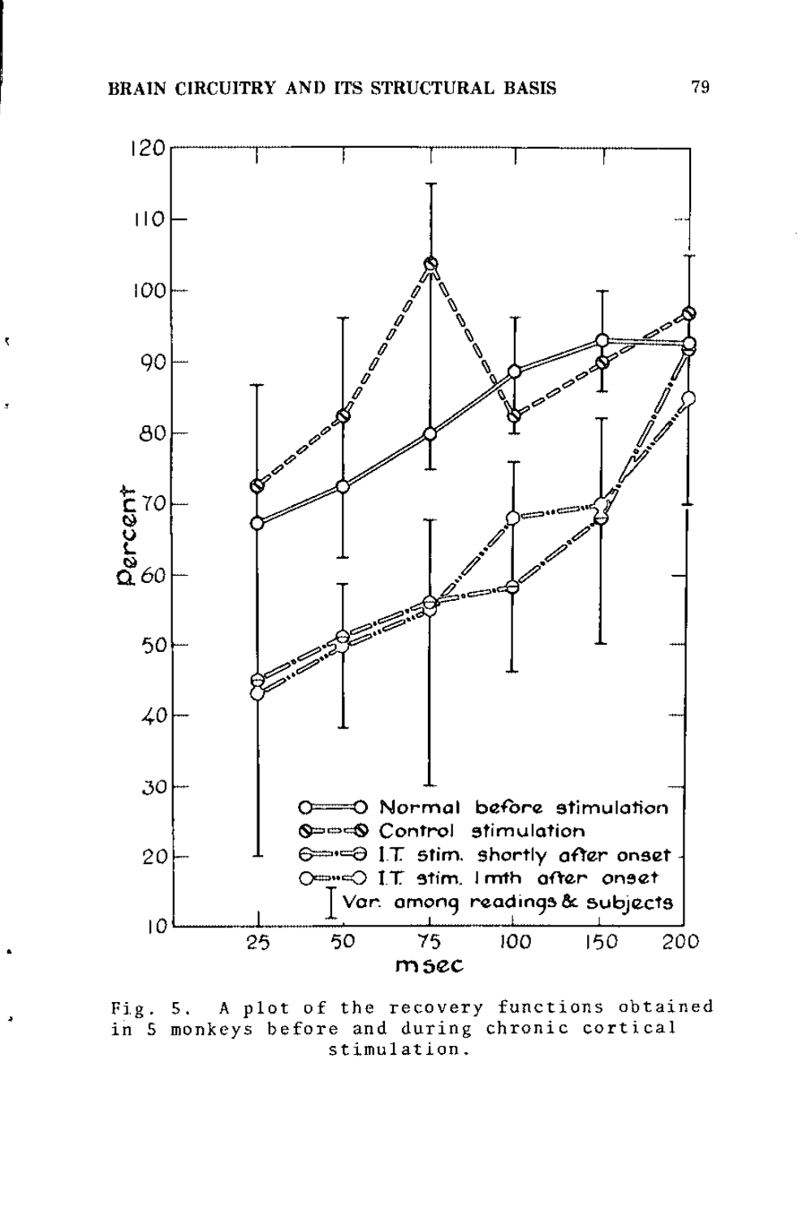Fig. 5. A plot of the recovery functions obtained in 5 monkeys before and during chronic cortical stimulation.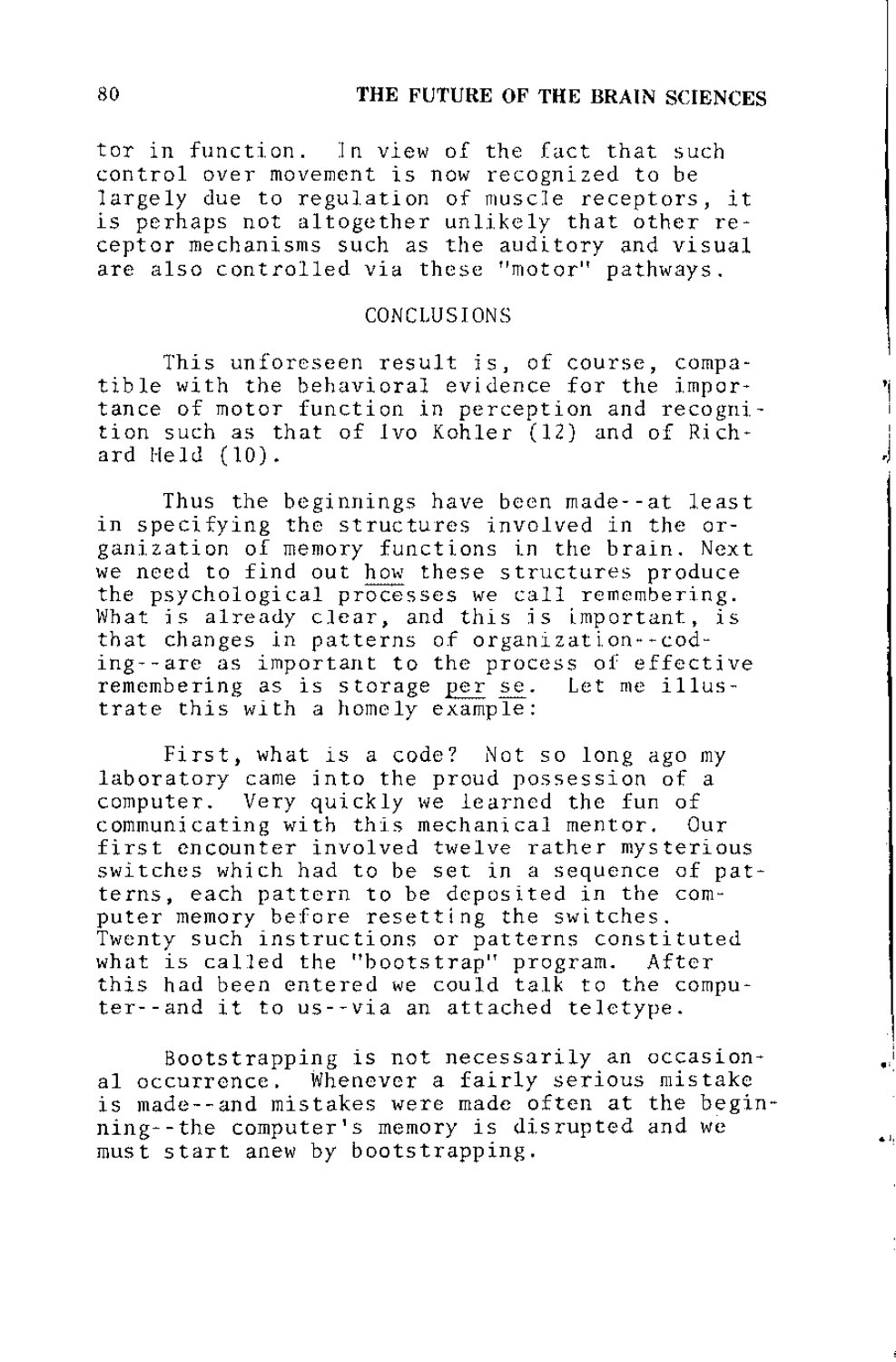tor in function. In view of the fact that such control over movement is now recognized to be largely due to regulation of muscle receptors, it is perhaps not altogether unlikely that other receptor mechanisms such as the auditory and visual are also controlled via these "motor" pathways.

## CONCLUSIONS

This unforeseen result is, of course, compatible with the behavioral evidence for the importance of motor function in perception and recognition such as that of Ivo Kohler (12) and of Richard Held (10).

Thus the beginnings have been made--at least in specifying the structures involved in the organization of memory functions in the brain. Next we need to find out how these structures produce the psychological processes we call remembering. What is already clear, and this is important, is that changes in patterns of organization--coding--are as important to the process of effective remembering as is storage *per se*. Let me illustrate this with a homely example:

First, what is a code? Not so long ago my laboratory came into the proud possession of a computer. Very quickly we learned the fun of communicating with this mechanical mentor. Our first encounter involved twelve rather mysterious switches which had to be set in a sequence of patterns, each pattern to be deposited in the computer memory before resetting the switches. Twenty such instructions or patterns constituted what is called the "bootstrap" program. After this had been entered we could talk to the computer--and it to us--via an attached teletype.

Bootstrapping is not necessarily an occasional occurrence. Whenever a fairly serious mistake is made--and mistakes were made often at the beginning--the computer's memory is disrupted and we must start anew by bootstrapping.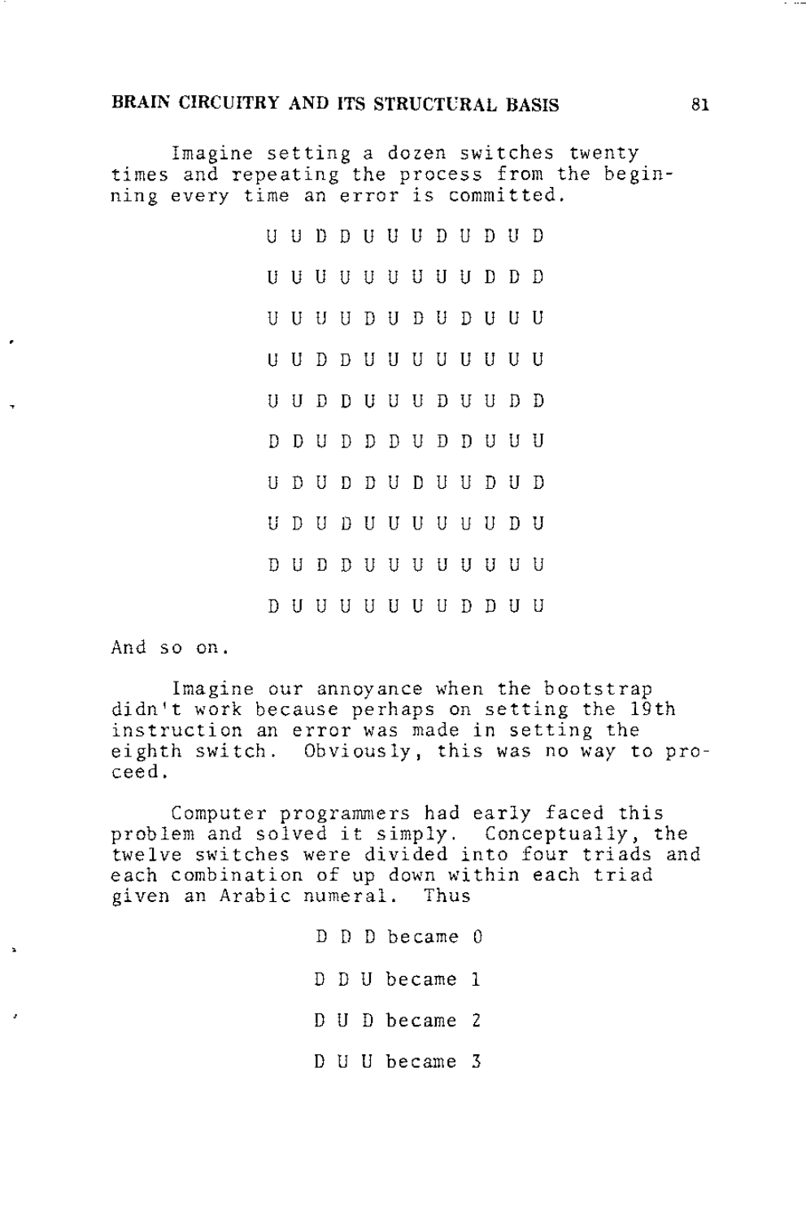Imagine setting a dozen switches twenty times and repeating the process from the beginning every time an error is committed.

```
U U D D U U U D U D U D
U U U U U U U U U D D D
U U U U D U D U D U U U
U U D D U U U U U U U U
U U D D U U U D U U D D
D D U D D D U D D U U U
U D U D D U D U U D U D
U D U D U U U U U U D U
D U D D U U U U U U U U
D U U U U U U U D D U U
```

And so on.

Imagine our annoyance when the bootstrap didn't work because perhaps on setting the 19th instruction an error was made in setting the eighth switch. Obviously, this was no way to proceed.

Computer programmers had early faced this problem and solved it simply. Conceptually, the twelve switches were divided into four triads and each combination of up down within each triad given an Arabic numeral. Thus

D D D became 0

D D U became 1

D U D became 2

D U U became 3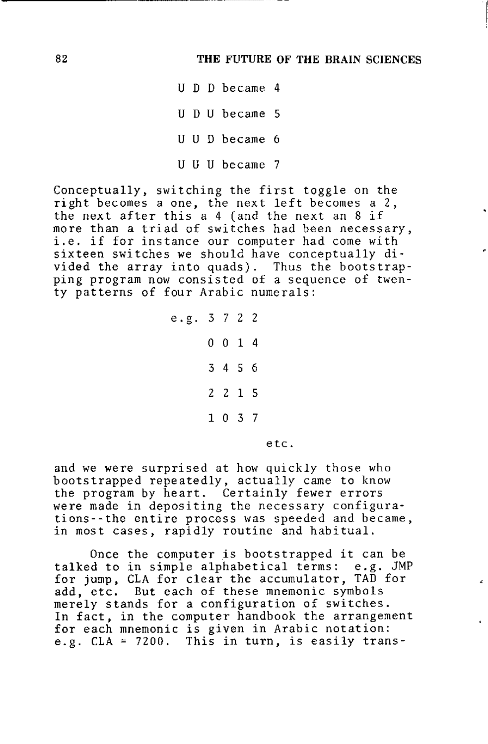U D D became 4

U D U became 5

U U D became 6

U U U became 7

Conceptually, switching the first toggle on the right becomes a one, the next left becomes a 2, the next after this a 4 (and the next an 8 if more than a triad of switches had been necessary, i.e. if for instance our computer had come with sixteen switches we should have conceptually divided the array into quads). Thus the bootstrapping program now consisted of a sequence of twenty patterns of four Arabic numerals:

e.g. 3 7 2 2

0 0 1 4

3 4 5 6

2 2 1 5

1 0 3 7

etc.

and we were surprised at how quickly those who bootstrapped repeatedly, actually came to know the program by heart. Certainly fewer errors were made in depositing the necessary configurations--the entire process was speeded and became, in most cases, rapidly routine and habitual.

Once the computer is bootstrapped it can be talked to in simple alphabetical terms: e.g. JMP for jump, CLA for clear the accumulator, TAD for add, etc. But each of these mnemonic symbols merely stands for a configuration of switches. In fact, in the computer handbook the arrangement for each mnemonic is given in Arabic notation: e.g. CLA = 7200. This in turn, is easily trans-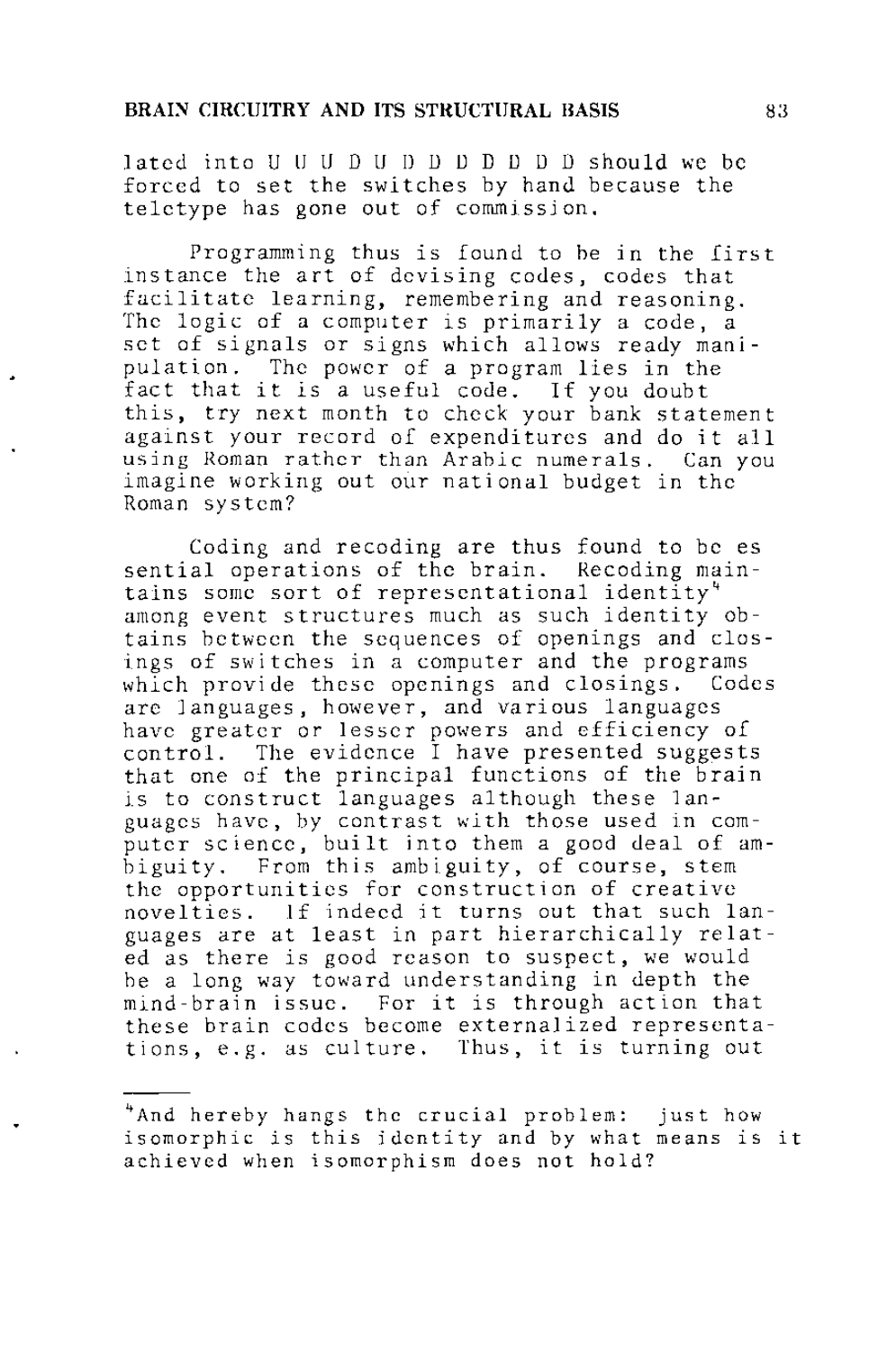lated into U U U D U D D D D D D D should we be forced to set the switches by hand because the teletype has gone out of commission.

Programming thus is found to be in the first instance the art of devising codes, codes that facilitate learning, remembering and reasoning. The logic of a computer is primarily a code, a set of signals or signs which allows ready manipulation. The power of a program lies in the fact that it is a useful code. If you doubt this, try next month to check your bank statement against your record of expenditures and do it all using Roman rather than Arabic numerals. Can you imagine working out our national budget in the Roman system?

Coding and recoding are thus found to be essential operations of the brain. Recoding maintains some sort of representational identity[4] among event structures much as such identity obtains between the sequences of openings and closings of switches in a computer and the programs which provide these openings and closings. Codes are languages, however, and various languages have greater or lesser powers and efficiency of control. The evidence I have presented suggests that one of the principal functions of the brain is to construct languages although these languages have, by contrast with those used in computer science, built into them a good deal of ambiguity. From this ambiguity, of course, stem the opportunities for construction of creative novelties. If indeed it turns out that such languages are at least in part hierarchically related as there is good reason to suspect, we would be a long way toward understanding in depth the mind-brain issue. For it is through action that these brain codes become externalized representations, e.g. as culture. Thus, it is turning out

---

[4]And hereby hangs the crucial problem: just how isomorphic is this identity and by what means is it achieved when isomorphism does not hold?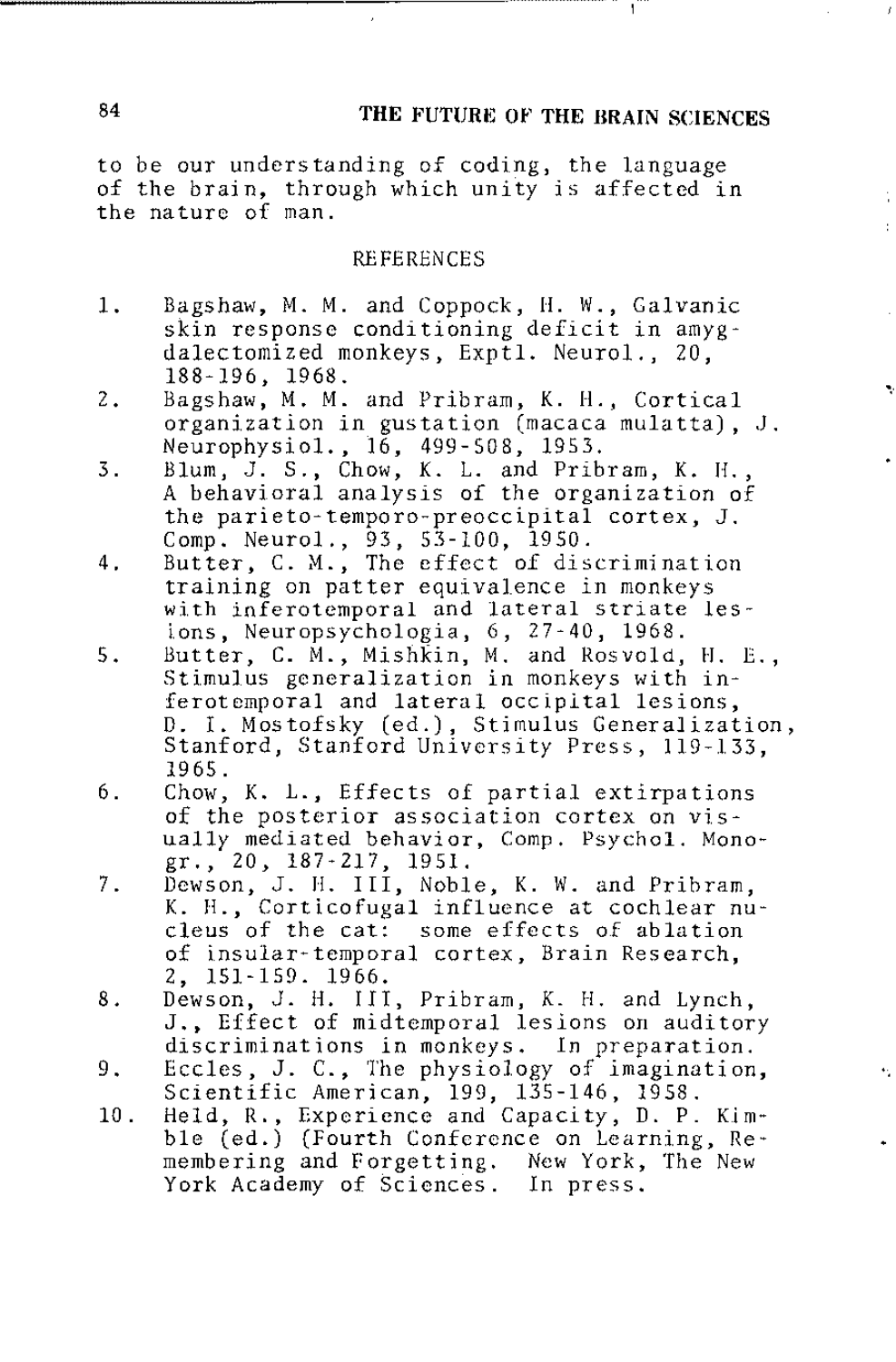to be our understanding of coding, the language of the brain, through which unity is affected in the nature of man.

## REFERENCES

1. Bagshaw, M. M. and Coppock, H. W., Galvanic skin response conditioning deficit in amygdalectomized monkeys, Exptl. Neurol., 20, 188-196, 1968.
2. Bagshaw, M. M. and Pribram, K. H., Cortical organization in gustation (macaca mulatta), J. Neurophysiol., 16, 499-508, 1953.
3. Blum, J. S., Chow, K. L. and Pribram, K. H., A behavioral analysis of the organization of the parieto-temporo-preoccipital cortex, J. Comp. Neurol., 93, 53-100, 1950.
4. Butter, C. M., The effect of discrimination training on patter equivalence in monkeys with inferotemporal and lateral striate lesions, Neuropsychologia, 6, 27-40, 1968.
5. Butter, C. M., Mishkin, M. and Rosvold, H. E., Stimulus generalization in monkeys with inferotemporal and lateral occipital lesions, D. I. Mostofsky (ed.), Stimulus Generalization, Stanford, Stanford University Press, 119-133, 1965.
6. Chow, K. L., Effects of partial extirpations of the posterior association cortex on visually mediated behavior, Comp. Psychol. Monogr., 20, 187-217, 1951.
7. Dewson, J. H. III, Noble, K. W. and Pribram, K. H., Corticofugal influence at cochlear nucleus of the cat: some effects of ablation of insular-temporal cortex, Brain Research, 2, 151-159. 1966.
8. Dewson, J. H. III, Pribram, K. H. and Lynch, J., Effect of midtemporal lesions on auditory discriminations in monkeys. In preparation.
9. Eccles, J. C., The physiology of imagination, Scientific American, 199, 135-146, 1958.
10. Held, R., Experience and Capacity, D. P. Kimble (ed.) (Fourth Conference on Learning, Remembering and Forgetting. New York, The New York Academy of Sciences. In press.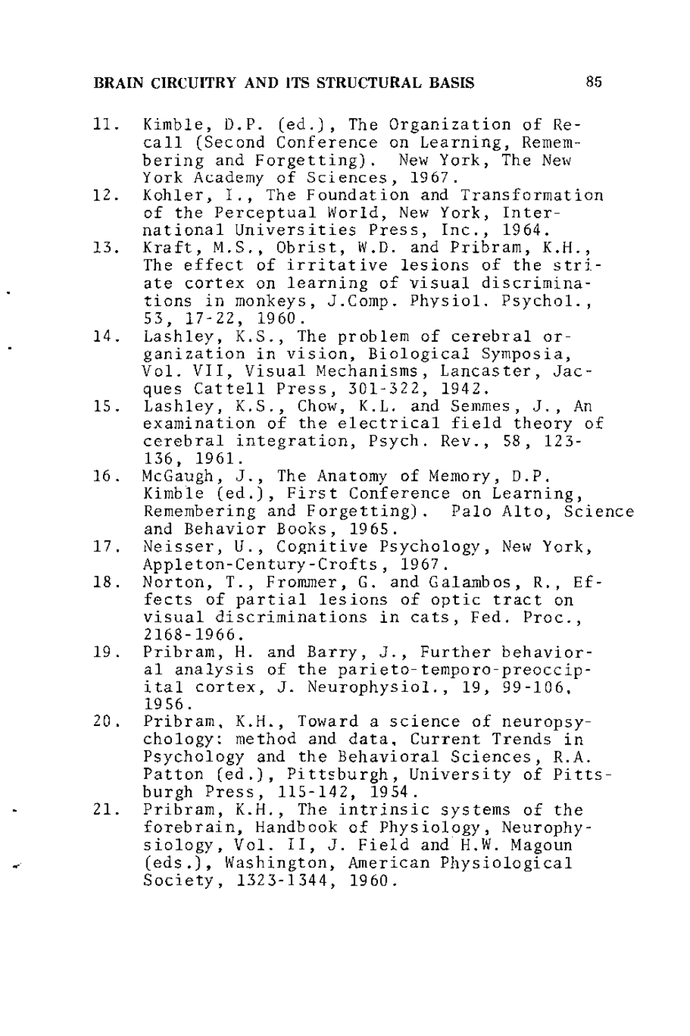11. Kimble, D.P. (ed.), The Organization of Recall (Second Conference on Learning, Remembering and Forgetting). New York, The New York Academy of Sciences, 1967.
12. Kohler, I., The Foundation and Transformation of the Perceptual World, New York, International Universities Press, Inc., 1964.
13. Kraft, M.S., Obrist, W.D. and Pribram, K.H., The effect of irritative lesions of the striate cortex on learning of visual discriminations in monkeys, J.Comp. Physiol. Psychol., 53, 17-22, 1960.
14. Lashley, K.S., The problem of cerebral organization in vision, Biological Symposia, Vol. VII, Visual Mechanisms, Lancaster, Jacques Cattell Press, 301-322, 1942.
15. Lashley, K.S., Chow, K.L. and Semmes, J., An examination of the electrical field theory of cerebral integration, Psych. Rev., 58, 123-136, 1961.
16. McGaugh, J., The Anatomy of Memory, D.P. Kimble (ed.), First Conference on Learning, Remembering and Forgetting). Palo Alto, Science and Behavior Books, 1965.
17. Neisser, U., Cognitive Psychology, New York, Appleton-Century-Crofts, 1967.
18. Norton, T., Frommer, G. and Galambos, R., Effects of partial lesions of optic tract on visual discriminations in cats, Fed. Proc., 2168-1966.
19. Pribram, H. and Barry, J., Further behavioral analysis of the parieto-temporo-preoccipital cortex, J. Neurophysiol., 19, 99-106, 1956.
20. Pribram, K.H., Toward a science of neuropsychology: method and data, Current Trends in Psychology and the Behavioral Sciences, R.A. Patton (ed.), Pittsburgh, University of Pittsburgh Press, 115-142, 1954.
21. Pribram, K.H., The intrinsic systems of the forebrain, Handbook of Physiology, Neurophysiology, Vol. II, J. Field and H.W. Magoun (eds.), Washington, American Physiological Society, 1323-1344, 1960.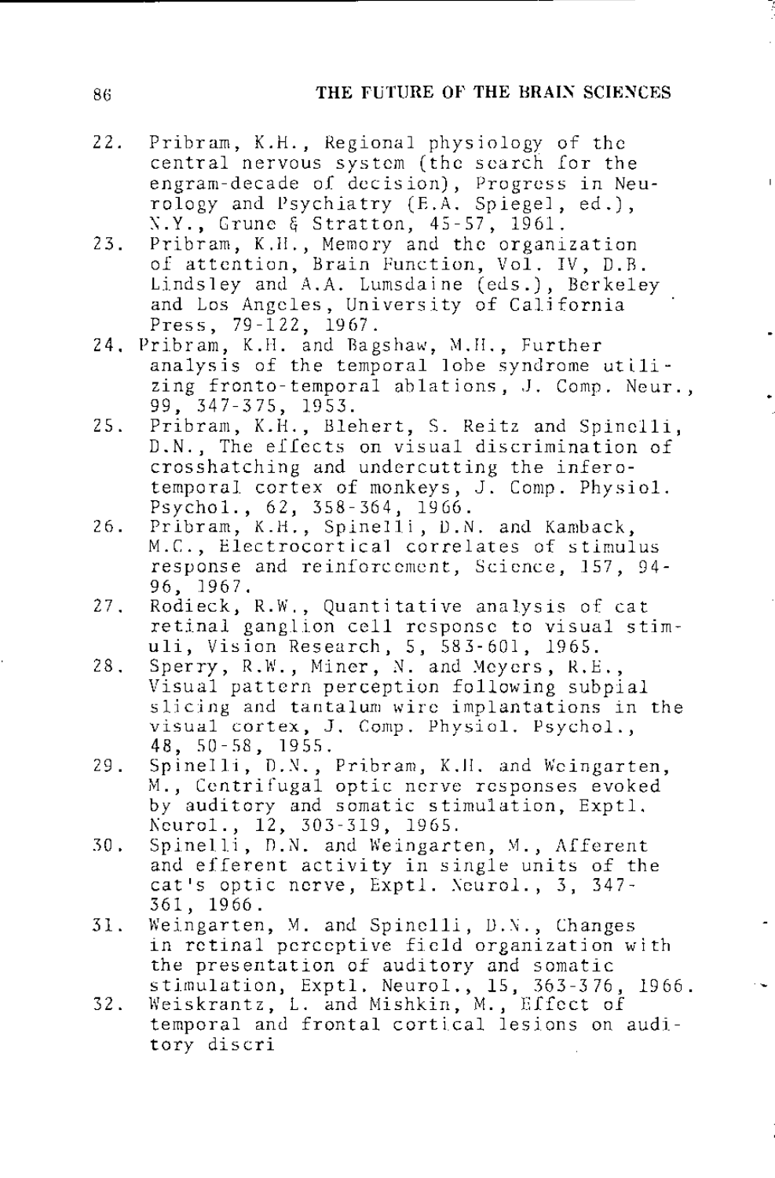22. Pribram, K.H., Regional physiology of the central nervous system (the search for the engram-decade of decision), Progress in Neurology and Psychiatry (E.A. Spiegel, ed.), N.Y., Grune & Stratton, 45-57, 1961.
23. Pribram, K.H., Memory and the organization of attention, Brain Function, Vol. IV, D.B. Lindsley and A.A. Lumsdaine (eds.), Berkeley and Los Angeles, University of California Press, 79-122, 1967.
24. Pribram, K.H. and Bagshaw, M.H., Further analysis of the temporal lobe syndrome utilizing fronto-temporal ablations, J. Comp. Neur., 99, 347-375, 1953.
25. Pribram, K.H., Blehert, S. Reitz and Spinelli, D.N., The effects on visual discrimination of crosshatching and undercutting the inferotemporal cortex of monkeys, J. Comp. Physiol. Psychol., 62, 358-364, 1966.
26. Pribram, K.H., Spinelli, D.N. and Kamback, M.C., Electrocortical correlates of stimulus response and reinforcement, Science, 157, 94-96, 1967.
27. Rodieck, R.W., Quantitative analysis of cat retinal ganglion cell response to visual stimuli, Vision Research, 5, 583-601, 1965.
28. Sperry, R.W., Miner, N. and Meyers, R.E., Visual pattern perception following subpial slicing and tantalum wire implantations in the visual cortex, J. Comp. Physiol. Psychol., 48, 50-58, 1955.
29. Spinelli, D.N., Pribram, K.H. and Weingarten, M., Centrifugal optic nerve responses evoked by auditory and somatic stimulation, Exptl. Neurol., 12, 303-319, 1965.
30. Spinelli, D.N. and Weingarten, M., Afferent and efferent activity in single units of the cat's optic nerve, Exptl. Neurol., 3, 347-361, 1966.
31. Weingarten, M. and Spinelli, D.N., Changes in retinal perceptive field organization with the presentation of auditory and somatic stimulation, Exptl. Neurol., 15, 363-376, 1966.
32. Weiskrantz, L. and Mishkin, M., Effect of temporal and frontal cortical lesions on auditory discri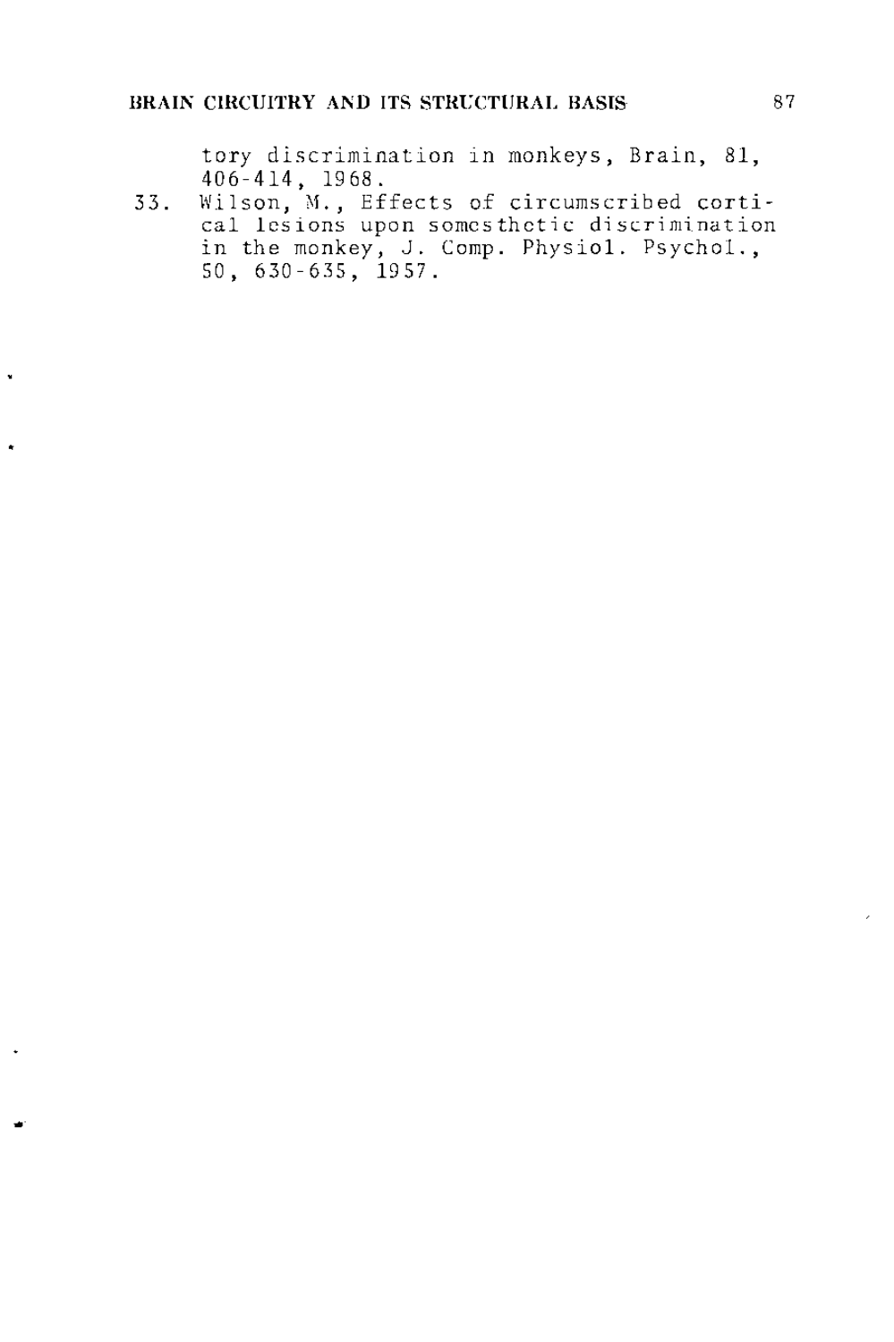tory discrimination in monkeys, Brain, 81, 406-414, 1968.

33. Wilson, M., Effects of circumscribed cortical lesions upon somesthetic discrimination in the monkey, J. Comp. Physiol. Psychol., 50, 630-635, 1957.